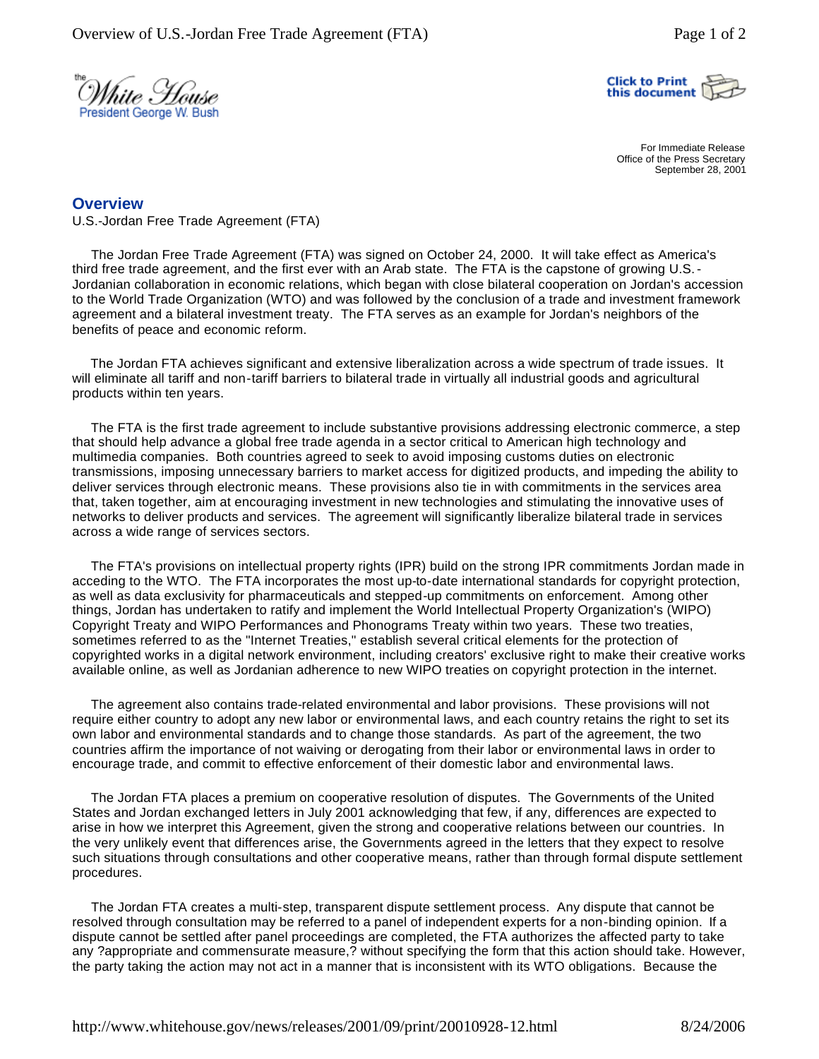the White House
President George W. Bush

For Immediate Release
Office of the Press Secretary
September 28, 2001

## Overview

U.S.-Jordan Free Trade Agreement (FTA)

The Jordan Free Trade Agreement (FTA) was signed on October 24, 2000. It will take effect as America's third free trade agreement, and the first ever with an Arab state. The FTA is the capstone of growing U.S.-Jordanian collaboration in economic relations, which began with close bilateral cooperation on Jordan's accession to the World Trade Organization (WTO) and was followed by the conclusion of a trade and investment framework agreement and a bilateral investment treaty. The FTA serves as an example for Jordan's neighbors of the benefits of peace and economic reform.

The Jordan FTA achieves significant and extensive liberalization across a wide spectrum of trade issues. It will eliminate all tariff and non-tariff barriers to bilateral trade in virtually all industrial goods and agricultural products within ten years.

The FTA is the first trade agreement to include substantive provisions addressing electronic commerce, a step that should help advance a global free trade agenda in a sector critical to American high technology and multimedia companies. Both countries agreed to seek to avoid imposing customs duties on electronic transmissions, imposing unnecessary barriers to market access for digitized products, and impeding the ability to deliver services through electronic means. These provisions also tie in with commitments in the services area that, taken together, aim at encouraging investment in new technologies and stimulating the innovative uses of networks to deliver products and services. The agreement will significantly liberalize bilateral trade in services across a wide range of services sectors.

The FTA's provisions on intellectual property rights (IPR) build on the strong IPR commitments Jordan made in acceding to the WTO. The FTA incorporates the most up-to-date international standards for copyright protection, as well as data exclusivity for pharmaceuticals and stepped-up commitments on enforcement. Among other things, Jordan has undertaken to ratify and implement the World Intellectual Property Organization's (WIPO) Copyright Treaty and WIPO Performances and Phonograms Treaty within two years. These two treaties, sometimes referred to as the "Internet Treaties," establish several critical elements for the protection of copyrighted works in a digital network environment, including creators' exclusive right to make their creative works available online, as well as Jordanian adherence to new WIPO treaties on copyright protection in the internet.

The agreement also contains trade-related environmental and labor provisions. These provisions will not require either country to adopt any new labor or environmental laws, and each country retains the right to set its own labor and environmental standards and to change those standards. As part of the agreement, the two countries affirm the importance of not waiving or derogating from their labor or environmental laws in order to encourage trade, and commit to effective enforcement of their domestic labor and environmental laws.

The Jordan FTA places a premium on cooperative resolution of disputes. The Governments of the United States and Jordan exchanged letters in July 2001 acknowledging that few, if any, differences are expected to arise in how we interpret this Agreement, given the strong and cooperative relations between our countries. In the very unlikely event that differences arise, the Governments agreed in the letters that they expect to resolve such situations through consultations and other cooperative means, rather than through formal dispute settlement procedures.

The Jordan FTA creates a multi-step, transparent dispute settlement process. Any dispute that cannot be resolved through consultation may be referred to a panel of independent experts for a non-binding opinion. If a dispute cannot be settled after panel proceedings are completed, the FTA authorizes the affected party to take any ?appropriate and commensurate measure,? without specifying the form that this action should take. However, the party taking the action may not act in a manner that is inconsistent with its WTO obligations. Because the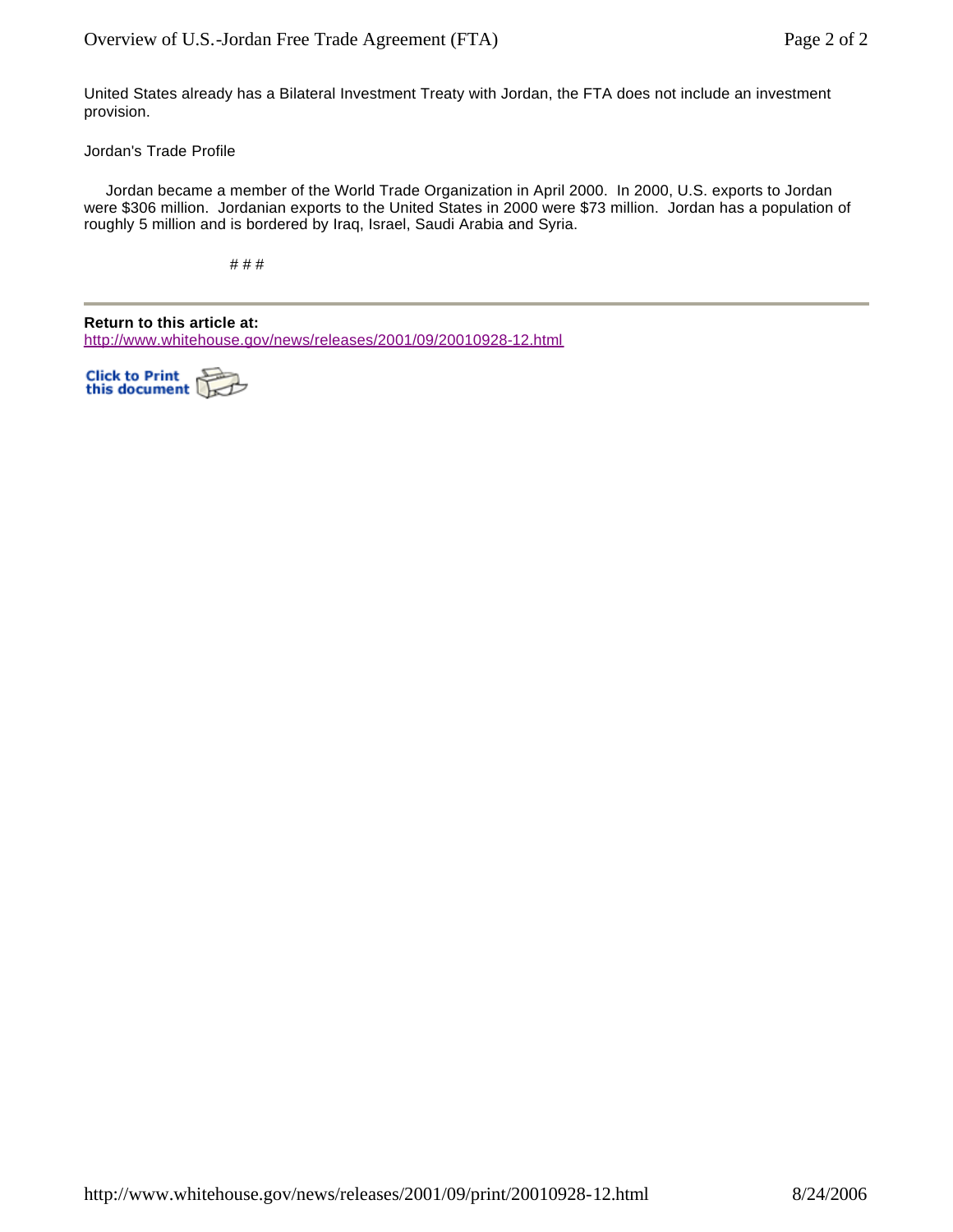United States already has a Bilateral Investment Treaty with Jordan, the FTA does not include an investment provision.

Jordan's Trade Profile

Jordan became a member of the World Trade Organization in April 2000. In 2000, U.S. exports to Jordan were $306 million. Jordanian exports to the United States in 2000 were $73 million. Jordan has a population of roughly 5 million and is bordered by Iraq, Israel, Saudi Arabia and Syria.

# # #

---

**Return to this article at:**
http://www.whitehouse.gov/news/releases/2001/09/20010928-12.html

Click to Print this document